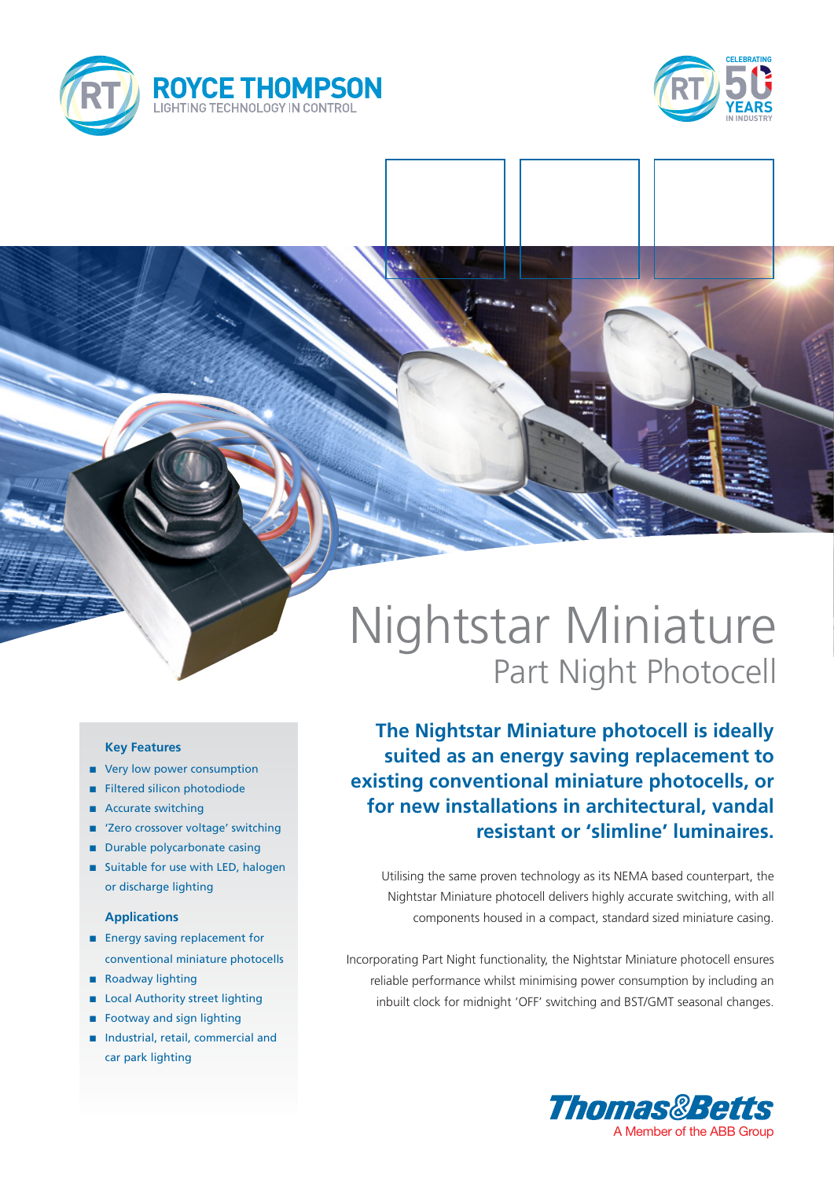ROYCE THOMPSON
LIGHTING TECHNOLOGY IN CONTROL

CELEBRATING 50 YEARS IN INDUSTRY

# Nightstar Miniature

## Part Night Photocell

**The Nightstar Miniature photocell is ideally suited as an energy saving replacement to existing conventional miniature photocells, or for new installations in architectural, vandal resistant or 'slimline' luminaires.**

Utilising the same proven technology as its NEMA based counterpart, the Nightstar Miniature photocell delivers highly accurate switching, with all components housed in a compact, standard sized miniature casing.

Incorporating Part Night functionality, the Nightstar Miniature photocell ensures reliable performance whilst minimising power consumption by including an inbuilt clock for midnight 'OFF' switching and BST/GMT seasonal changes.

### Key Features

- Very low power consumption
- Filtered silicon photodiode
- Accurate switching
- 'Zero crossover voltage' switching
- Durable polycarbonate casing
- Suitable for use with LED, halogen or discharge lighting

### Applications

- Energy saving replacement for conventional miniature photocells
- Roadway lighting
- Local Authority street lighting
- Footway and sign lighting
- Industrial, retail, commercial and car park lighting

Thomas&Betts
A Member of the ABB Group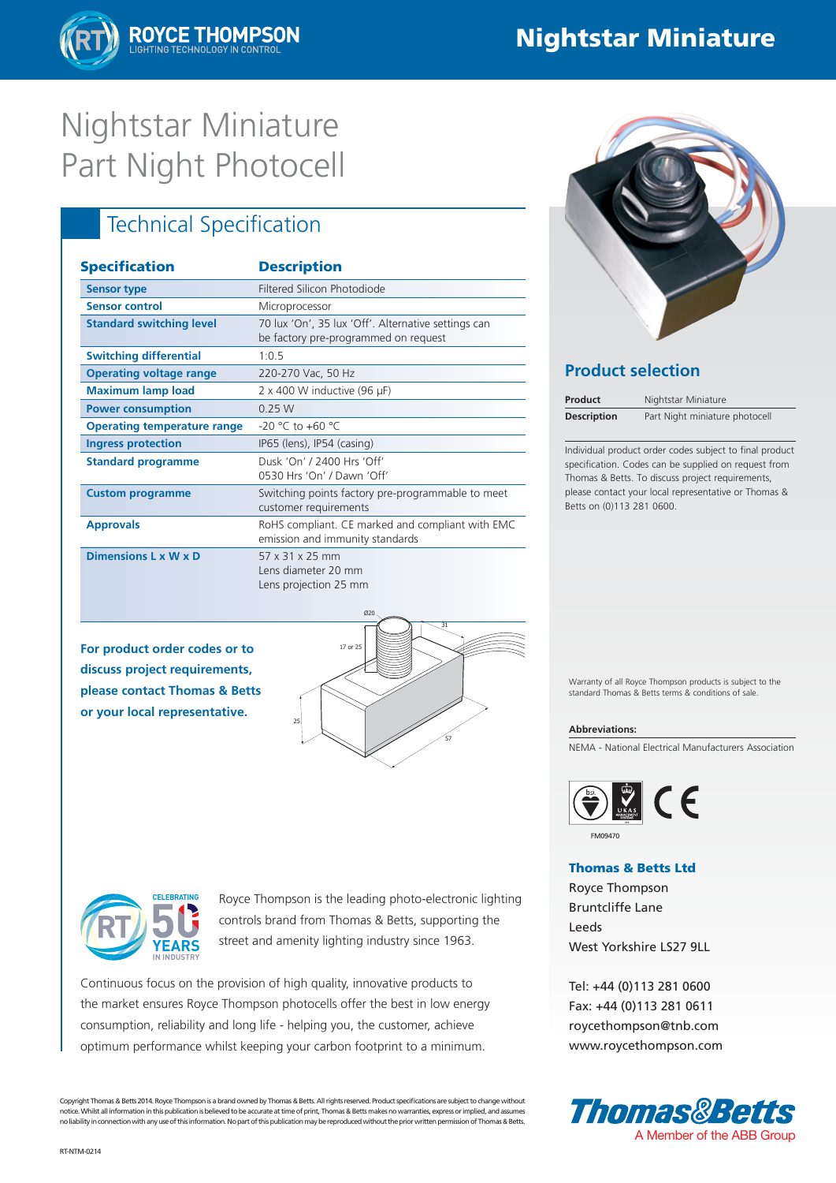# Nightstar Miniature

# Nightstar Miniature Part Night Photocell

## Technical Specification

| Specification | Description |
|---|---|
| Sensor type | Filtered Silicon Photodiode |
| Sensor control | Microprocessor |
| Standard switching level | 70 lux 'On', 35 lux 'Off'. Alternative settings can be factory pre-programmed on request |
| Switching differential | 1:0.5 |
| Operating voltage range | 220-270 Vac, 50 Hz |
| Maximum lamp load | 2 x 400 W inductive (96 µF) |
| Power consumption | 0.25 W |
| Operating temperature range | -20 °C to +60 °C |
| Ingress protection | IP65 (lens), IP54 (casing) |
| Standard programme | Dusk 'On' / 2400 Hrs 'Off'<br>0530 Hrs 'On' / Dawn 'Off' |
| Custom programme | Switching points factory pre-programmable to meet customer requirements |
| Approvals | RoHS compliant. CE marked and compliant with EMC emission and immunity standards |
| Dimensions L x W x D | 57 x 31 x 25 mm<br>Lens diameter 20 mm<br>Lens projection 25 mm |

**For product order codes or to discuss project requirements, please contact Thomas & Betts or your local representative.**

Ø20
31
17 or 25
25
57

## Product selection

| | |
|---|---|
| **Product** | Nightstar Miniature |
| **Description** | Part Night miniature photocell |

Individual product order codes subject to final product specification. Codes can be supplied on request from Thomas & Betts. To discuss project requirements, please contact your local representative or Thomas & Betts on (0)113 281 0600.

Warranty of all Royce Thompson products is subject to the standard Thomas & Betts terms & conditions of sale.

**Abbreviations:**

NEMA - National Electrical Manufacturers Association

FM09470

Royce Thompson is the leading photo-electronic lighting controls brand from Thomas & Betts, supporting the street and amenity lighting industry since 1963.

Continuous focus on the provision of high quality, innovative products to the market ensures Royce Thompson photocells offer the best in low energy consumption, reliability and long life - helping you, the customer, achieve optimum performance whilst keeping your carbon footprint to a minimum.

**Thomas & Betts Ltd**
Royce Thompson
Bruntcliffe Lane
Leeds
West Yorkshire LS27 9LL

Tel: +44 (0)113 281 0600
Fax: +44 (0)113 281 0611
roycethompson@tnb.com
www.roycethompson.com

Thomas&Betts
A Member of the ABB Group

Copyright Thomas & Betts 2014. Royce Thompson is a brand owned by Thomas & Betts. All rights reserved. Product specifications are subject to change without notice. Whilst all information in this publication is believed to be accurate at time of print, Thomas & Betts makes no warranties, express or implied, and assumes no liability in connection with any use of this information. No part of this publication may be reproduced without the prior written permission of Thomas & Betts.

RT-NTM-0214